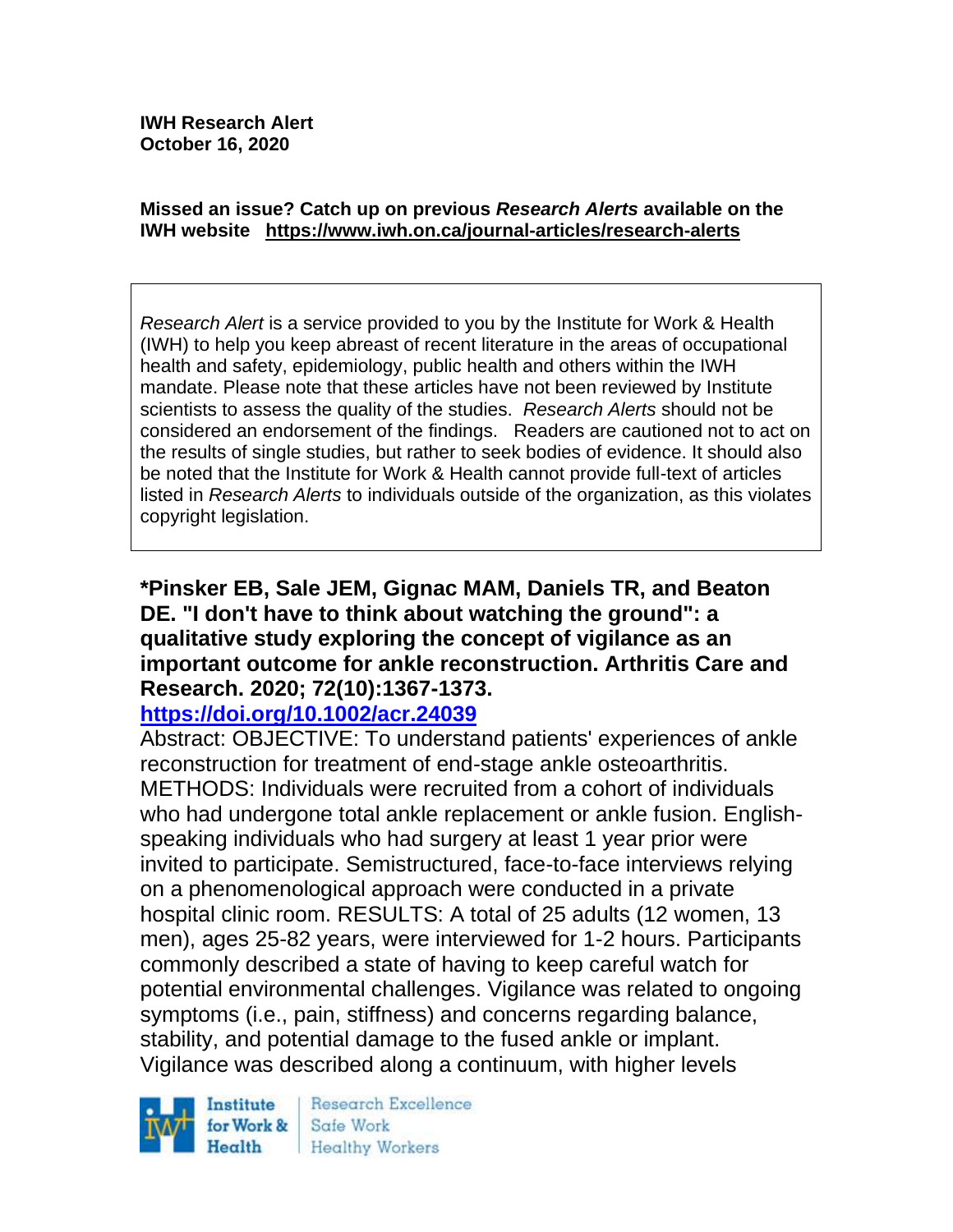**IWH Research Alert**
**October 16, 2020**

**Missed an issue? Catch up on previous *Research Alerts* available on the IWH website https://www.iwh.on.ca/journal-articles/research-alerts**

*Research Alert* is a service provided to you by the Institute for Work & Health (IWH) to help you keep abreast of recent literature in the areas of occupational health and safety, epidemiology, public health and others within the IWH mandate. Please note that these articles have not been reviewed by Institute scientists to assess the quality of the studies. *Research Alerts* should not be considered an endorsement of the findings. Readers are cautioned not to act on the results of single studies, but rather to seek bodies of evidence. It should also be noted that the Institute for Work & Health cannot provide full-text of articles listed in *Research Alerts* to individuals outside of the organization, as this violates copyright legislation.

**\*Pinsker EB, Sale JEM, Gignac MAM, Daniels TR, and Beaton DE. "I don't have to think about watching the ground": a qualitative study exploring the concept of vigilance as an important outcome for ankle reconstruction. Arthritis Care and Research. 2020; 72(10):1367-1373.**
**https://doi.org/10.1002/acr.24039**

Abstract: OBJECTIVE: To understand patients' experiences of ankle reconstruction for treatment of end-stage ankle osteoarthritis. METHODS: Individuals were recruited from a cohort of individuals who had undergone total ankle replacement or ankle fusion. English-speaking individuals who had surgery at least 1 year prior were invited to participate. Semistructured, face-to-face interviews relying on a phenomenological approach were conducted in a private hospital clinic room. RESULTS: A total of 25 adults (12 women, 13 men), ages 25-82 years, were interviewed for 1-2 hours. Participants commonly described a state of having to keep careful watch for potential environmental challenges. Vigilance was related to ongoing symptoms (i.e., pain, stiffness) and concerns regarding balance, stability, and potential damage to the fused ankle or implant. Vigilance was described along a continuum, with higher levels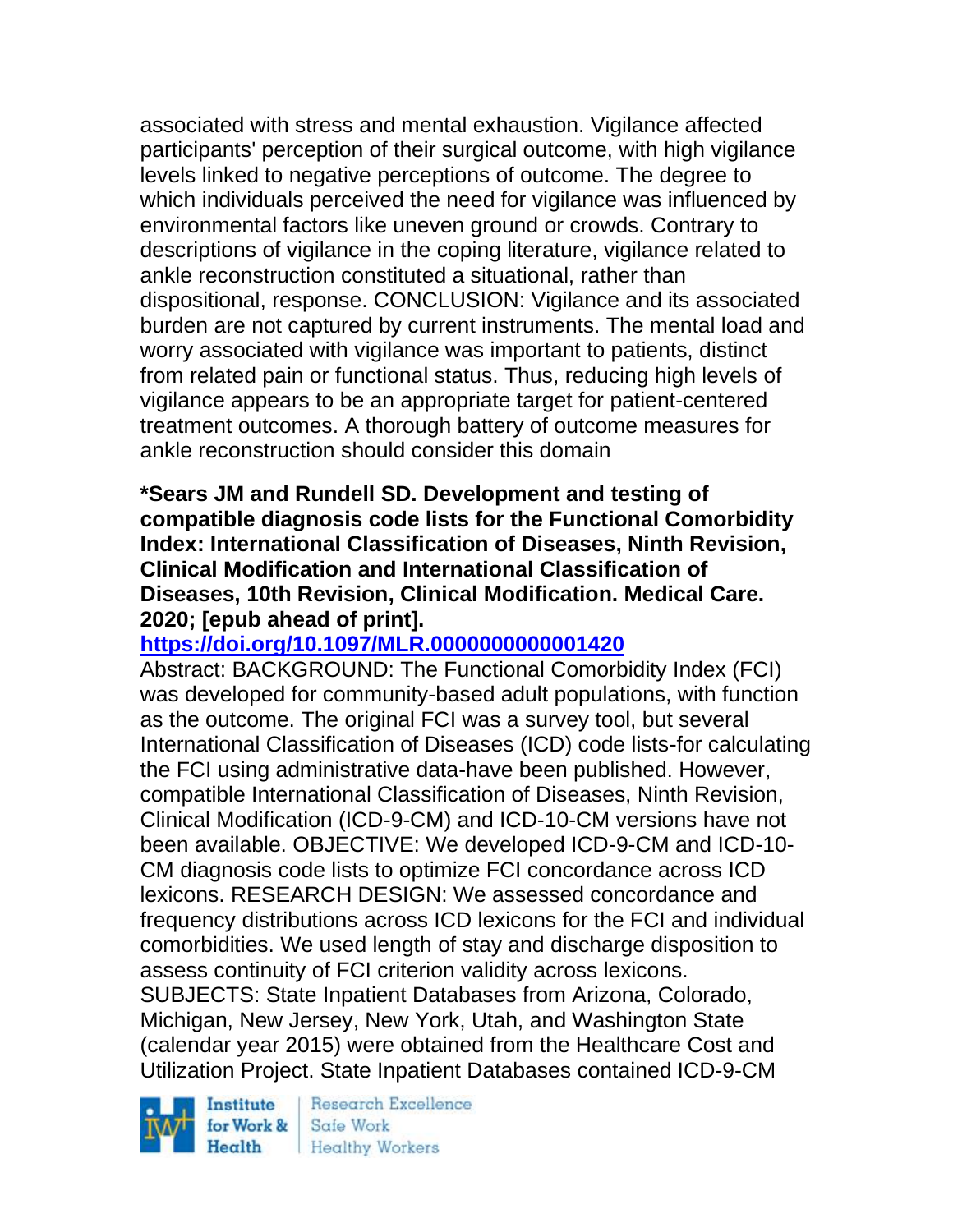associated with stress and mental exhaustion. Vigilance affected participants' perception of their surgical outcome, with high vigilance levels linked to negative perceptions of outcome. The degree to which individuals perceived the need for vigilance was influenced by environmental factors like uneven ground or crowds. Contrary to descriptions of vigilance in the coping literature, vigilance related to ankle reconstruction constituted a situational, rather than dispositional, response. CONCLUSION: Vigilance and its associated burden are not captured by current instruments. The mental load and worry associated with vigilance was important to patients, distinct from related pain or functional status. Thus, reducing high levels of vigilance appears to be an appropriate target for patient-centered treatment outcomes. A thorough battery of outcome measures for ankle reconstruction should consider this domain

**\*Sears JM and Rundell SD. Development and testing of compatible diagnosis code lists for the Functional Comorbidity Index: International Classification of Diseases, Ninth Revision, Clinical Modification and International Classification of Diseases, 10th Revision, Clinical Modification. Medical Care. 2020; [epub ahead of print].**
**https://doi.org/10.1097/MLR.0000000000001420**

Abstract: BACKGROUND: The Functional Comorbidity Index (FCI) was developed for community-based adult populations, with function as the outcome. The original FCI was a survey tool, but several International Classification of Diseases (ICD) code lists-for calculating the FCI using administrative data-have been published. However, compatible International Classification of Diseases, Ninth Revision, Clinical Modification (ICD-9-CM) and ICD-10-CM versions have not been available. OBJECTIVE: We developed ICD-9-CM and ICD-10-CM diagnosis code lists to optimize FCI concordance across ICD lexicons. RESEARCH DESIGN: We assessed concordance and frequency distributions across ICD lexicons for the FCI and individual comorbidities. We used length of stay and discharge disposition to assess continuity of FCI criterion validity across lexicons. SUBJECTS: State Inpatient Databases from Arizona, Colorado, Michigan, New Jersey, New York, Utah, and Washington State (calendar year 2015) were obtained from the Healthcare Cost and Utilization Project. State Inpatient Databases contained ICD-9-CM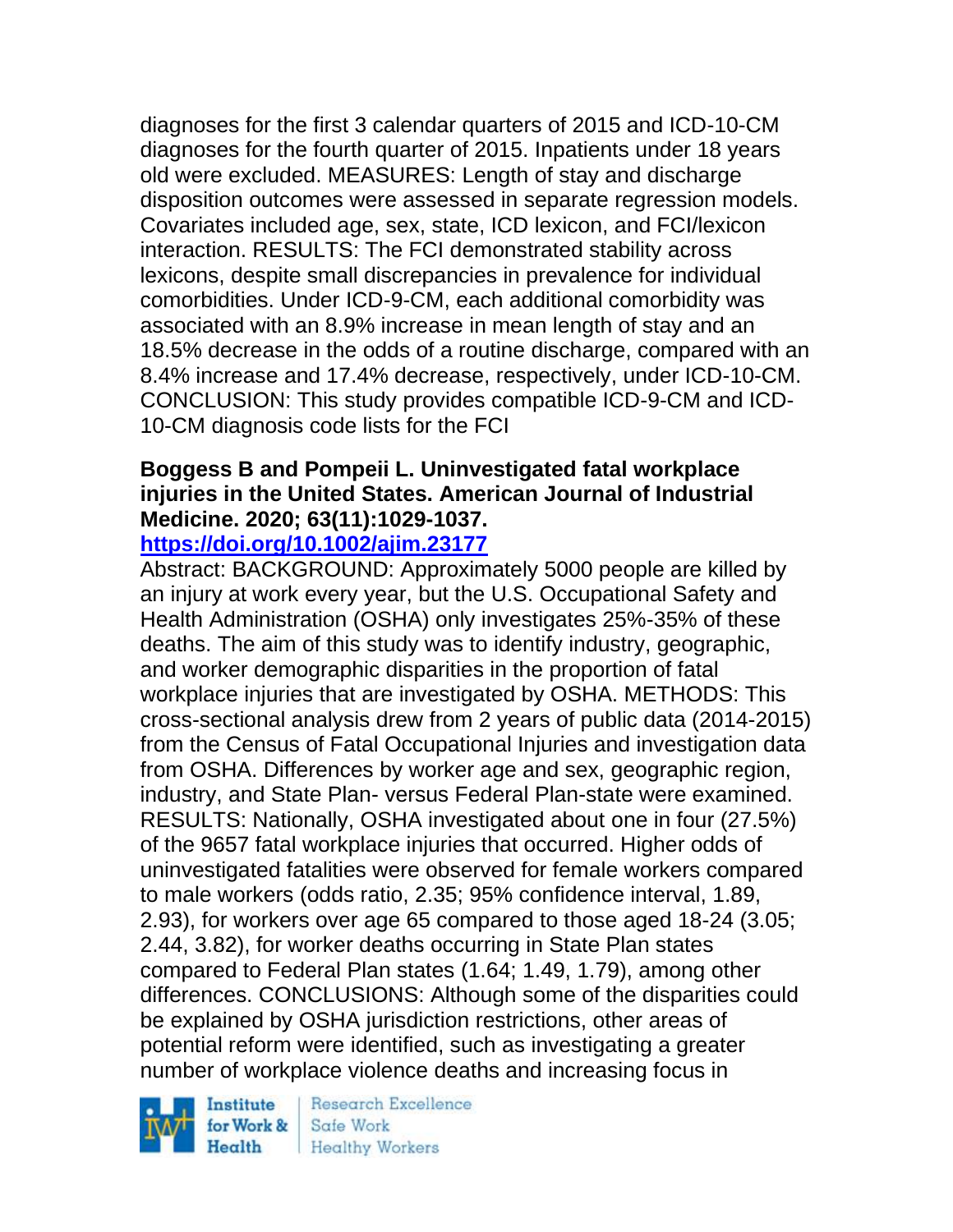diagnoses for the first 3 calendar quarters of 2015 and ICD-10-CM diagnoses for the fourth quarter of 2015. Inpatients under 18 years old were excluded. MEASURES: Length of stay and discharge disposition outcomes were assessed in separate regression models. Covariates included age, sex, state, ICD lexicon, and FCI/lexicon interaction. RESULTS: The FCI demonstrated stability across lexicons, despite small discrepancies in prevalence for individual comorbidities. Under ICD-9-CM, each additional comorbidity was associated with an 8.9% increase in mean length of stay and an 18.5% decrease in the odds of a routine discharge, compared with an 8.4% increase and 17.4% decrease, respectively, under ICD-10-CM. CONCLUSION: This study provides compatible ICD-9-CM and ICD-10-CM diagnosis code lists for the FCI

**Boggess B and Pompeii L. Uninvestigated fatal workplace injuries in the United States. American Journal of Industrial Medicine. 2020; 63(11):1029-1037.**
**https://doi.org/10.1002/ajim.23177**

Abstract: BACKGROUND: Approximately 5000 people are killed by an injury at work every year, but the U.S. Occupational Safety and Health Administration (OSHA) only investigates 25%-35% of these deaths. The aim of this study was to identify industry, geographic, and worker demographic disparities in the proportion of fatal workplace injuries that are investigated by OSHA. METHODS: This cross-sectional analysis drew from 2 years of public data (2014-2015) from the Census of Fatal Occupational Injuries and investigation data from OSHA. Differences by worker age and sex, geographic region, industry, and State Plan- versus Federal Plan-state were examined. RESULTS: Nationally, OSHA investigated about one in four (27.5%) of the 9657 fatal workplace injuries that occurred. Higher odds of uninvestigated fatalities were observed for female workers compared to male workers (odds ratio, 2.35; 95% confidence interval, 1.89, 2.93), for workers over age 65 compared to those aged 18-24 (3.05; 2.44, 3.82), for worker deaths occurring in State Plan states compared to Federal Plan states (1.64; 1.49, 1.79), among other differences. CONCLUSIONS: Although some of the disparities could be explained by OSHA jurisdiction restrictions, other areas of potential reform were identified, such as investigating a greater number of workplace violence deaths and increasing focus in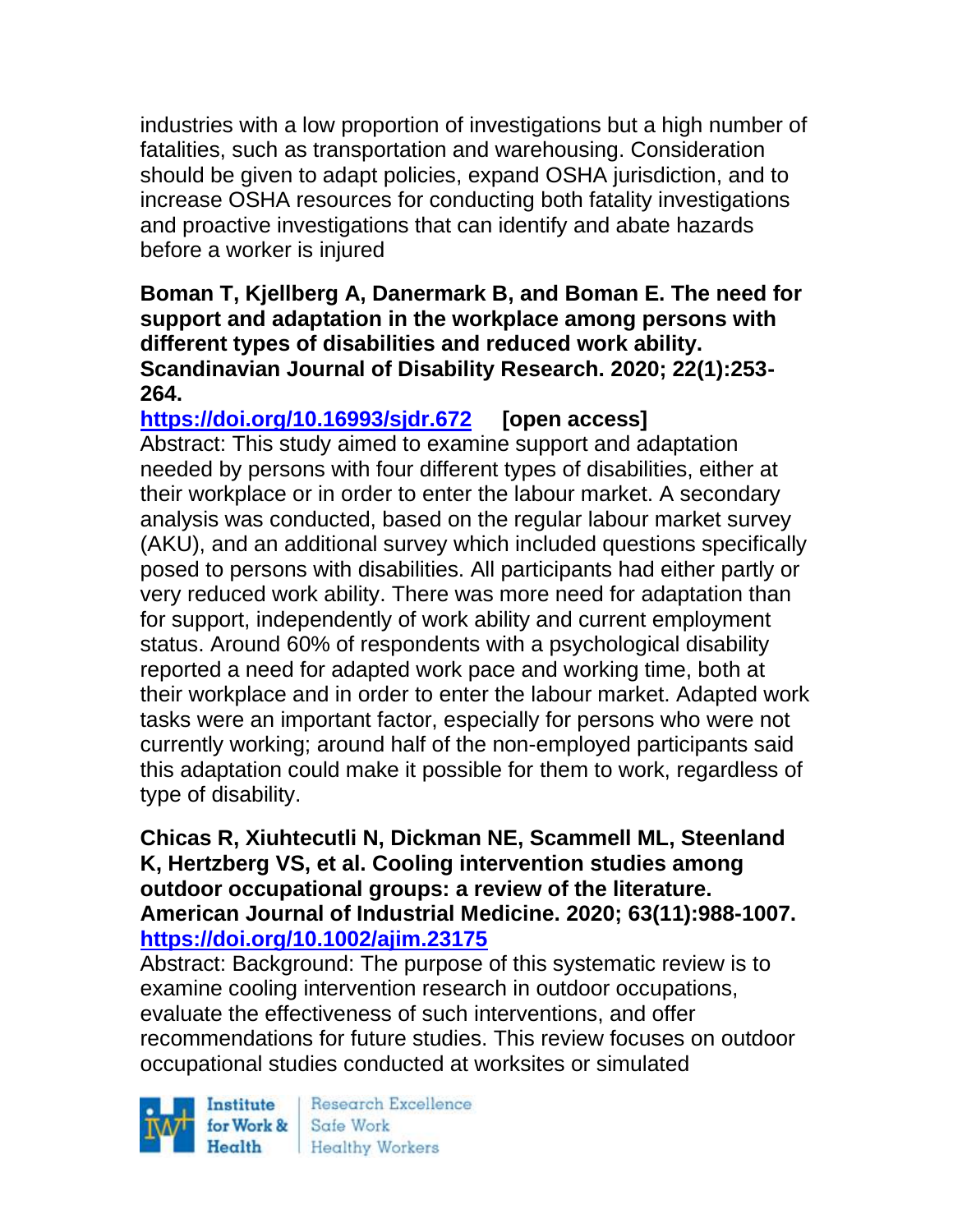industries with a low proportion of investigations but a high number of fatalities, such as transportation and warehousing. Consideration should be given to adapt policies, expand OSHA jurisdiction, and to increase OSHA resources for conducting both fatality investigations and proactive investigations that can identify and abate hazards before a worker is injured

**Boman T, Kjellberg A, Danermark B, and Boman E. The need for support and adaptation in the workplace among persons with different types of disabilities and reduced work ability. Scandinavian Journal of Disability Research. 2020; 22(1):253-264.**
**https://doi.org/10.16993/sjdr.672** **[open access]**
Abstract: This study aimed to examine support and adaptation needed by persons with four different types of disabilities, either at their workplace or in order to enter the labour market. A secondary analysis was conducted, based on the regular labour market survey (AKU), and an additional survey which included questions specifically posed to persons with disabilities. All participants had either partly or very reduced work ability. There was more need for adaptation than for support, independently of work ability and current employment status. Around 60% of respondents with a psychological disability reported a need for adapted work pace and working time, both at their workplace and in order to enter the labour market. Adapted work tasks were an important factor, especially for persons who were not currently working; around half of the non-employed participants said this adaptation could make it possible for them to work, regardless of type of disability.

**Chicas R, Xiuhtecutli N, Dickman NE, Scammell ML, Steenland K, Hertzberg VS, et al. Cooling intervention studies among outdoor occupational groups: a review of the literature. American Journal of Industrial Medicine. 2020; 63(11):988-1007.**
**https://doi.org/10.1002/ajim.23175**
Abstract: Background: The purpose of this systematic review is to examine cooling intervention research in outdoor occupations, evaluate the effectiveness of such interventions, and offer recommendations for future studies. This review focuses on outdoor occupational studies conducted at worksites or simulated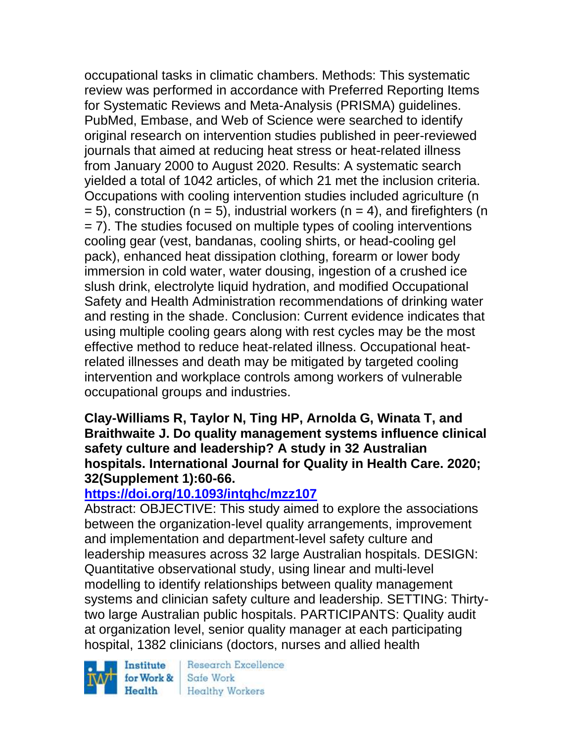occupational tasks in climatic chambers. Methods: This systematic review was performed in accordance with Preferred Reporting Items for Systematic Reviews and Meta-Analysis (PRISMA) guidelines. PubMed, Embase, and Web of Science were searched to identify original research on intervention studies published in peer-reviewed journals that aimed at reducing heat stress or heat-related illness from January 2000 to August 2020. Results: A systematic search yielded a total of 1042 articles, of which 21 met the inclusion criteria. Occupations with cooling intervention studies included agriculture (n = 5), construction (n = 5), industrial workers (n = 4), and firefighters (n = 7). The studies focused on multiple types of cooling interventions cooling gear (vest, bandanas, cooling shirts, or head-cooling gel pack), enhanced heat dissipation clothing, forearm or lower body immersion in cold water, water dousing, ingestion of a crushed ice slush drink, electrolyte liquid hydration, and modified Occupational Safety and Health Administration recommendations of drinking water and resting in the shade. Conclusion: Current evidence indicates that using multiple cooling gears along with rest cycles may be the most effective method to reduce heat-related illness. Occupational heat-related illnesses and death may be mitigated by targeted cooling intervention and workplace controls among workers of vulnerable occupational groups and industries.

**Clay-Williams R, Taylor N, Ting HP, Arnolda G, Winata T, and Braithwaite J. Do quality management systems influence clinical safety culture and leadership? A study in 32 Australian hospitals. International Journal for Quality in Health Care. 2020; 32(Supplement 1):60-66.**

**https://doi.org/10.1093/intqhc/mzz107**

Abstract: OBJECTIVE: This study aimed to explore the associations between the organization-level quality arrangements, improvement and implementation and department-level safety culture and leadership measures across 32 large Australian hospitals. DESIGN: Quantitative observational study, using linear and multi-level modelling to identify relationships between quality management systems and clinician safety culture and leadership. SETTING: Thirty-two large Australian public hospitals. PARTICIPANTS: Quality audit at organization level, senior quality manager at each participating hospital, 1382 clinicians (doctors, nurses and allied health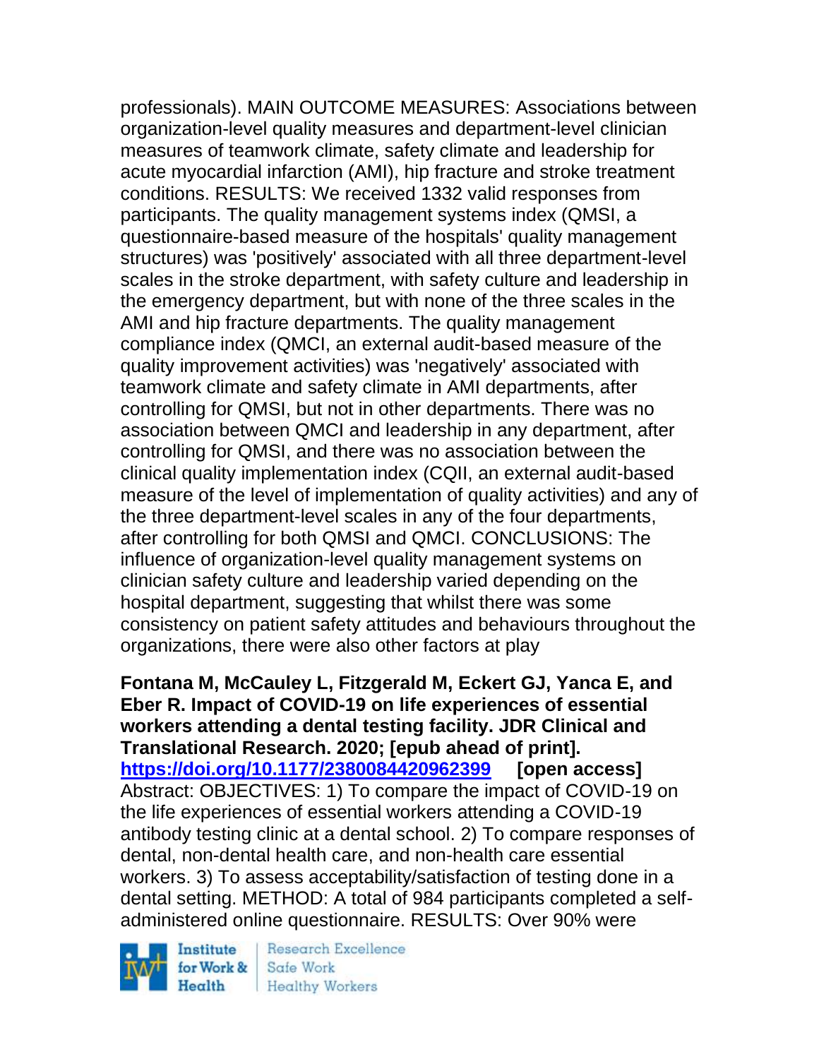professionals). MAIN OUTCOME MEASURES: Associations between organization-level quality measures and department-level clinician measures of teamwork climate, safety climate and leadership for acute myocardial infarction (AMI), hip fracture and stroke treatment conditions. RESULTS: We received 1332 valid responses from participants. The quality management systems index (QMSI, a questionnaire-based measure of the hospitals' quality management structures) was 'positively' associated with all three department-level scales in the stroke department, with safety culture and leadership in the emergency department, but with none of the three scales in the AMI and hip fracture departments. The quality management compliance index (QMCI, an external audit-based measure of the quality improvement activities) was 'negatively' associated with teamwork climate and safety climate in AMI departments, after controlling for QMSI, but not in other departments. There was no association between QMCI and leadership in any department, after controlling for QMSI, and there was no association between the clinical quality implementation index (CQII, an external audit-based measure of the level of implementation of quality activities) and any of the three department-level scales in any of the four departments, after controlling for both QMSI and QMCI. CONCLUSIONS: The influence of organization-level quality management systems on clinician safety culture and leadership varied depending on the hospital department, suggesting that whilst there was some consistency on patient safety attitudes and behaviours throughout the organizations, there were also other factors at play

**Fontana M, McCauley L, Fitzgerald M, Eckert GJ, Yanca E, and Eber R. Impact of COVID-19 on life experiences of essential workers attending a dental testing facility. JDR Clinical and Translational Research. 2020; [epub ahead of print]. https://doi.org/10.1177/2380084420962399 [open access]**
Abstract: OBJECTIVES: 1) To compare the impact of COVID-19 on the life experiences of essential workers attending a COVID-19 antibody testing clinic at a dental school. 2) To compare responses of dental, non-dental health care, and non-health care essential workers. 3) To assess acceptability/satisfaction of testing done in a dental setting. METHOD: A total of 984 participants completed a self-administered online questionnaire. RESULTS: Over 90% were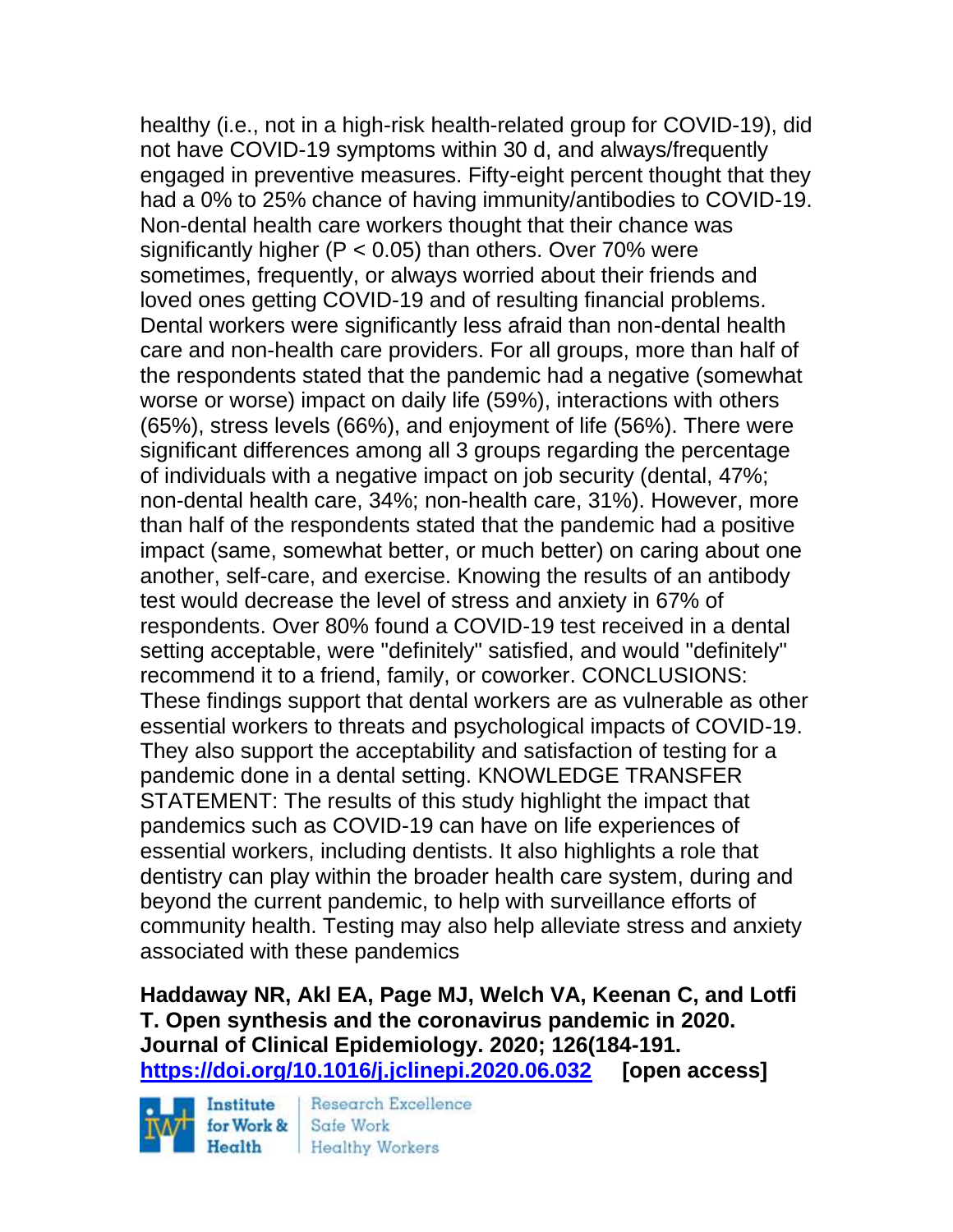healthy (i.e., not in a high-risk health-related group for COVID-19), did not have COVID-19 symptoms within 30 d, and always/frequently engaged in preventive measures. Fifty-eight percent thought that they had a 0% to 25% chance of having immunity/antibodies to COVID-19. Non-dental health care workers thought that their chance was significantly higher ($P < 0.05$) than others. Over 70% were sometimes, frequently, or always worried about their friends and loved ones getting COVID-19 and of resulting financial problems. Dental workers were significantly less afraid than non-dental health care and non-health care providers. For all groups, more than half of the respondents stated that the pandemic had a negative (somewhat worse or worse) impact on daily life (59%), interactions with others (65%), stress levels (66%), and enjoyment of life (56%). There were significant differences among all 3 groups regarding the percentage of individuals with a negative impact on job security (dental, 47%; non-dental health care, 34%; non-health care, 31%). However, more than half of the respondents stated that the pandemic had a positive impact (same, somewhat better, or much better) on caring about one another, self-care, and exercise. Knowing the results of an antibody test would decrease the level of stress and anxiety in 67% of respondents. Over 80% found a COVID-19 test received in a dental setting acceptable, were "definitely" satisfied, and would "definitely" recommend it to a friend, family, or coworker. CONCLUSIONS: These findings support that dental workers are as vulnerable as other essential workers to threats and psychological impacts of COVID-19. They also support the acceptability and satisfaction of testing for a pandemic done in a dental setting. KNOWLEDGE TRANSFER STATEMENT: The results of this study highlight the impact that pandemics such as COVID-19 can have on life experiences of essential workers, including dentists. It also highlights a role that dentistry can play within the broader health care system, during and beyond the current pandemic, to help with surveillance efforts of community health. Testing may also help alleviate stress and anxiety associated with these pandemics

**Haddaway NR, Akl EA, Page MJ, Welch VA, Keenan C, and Lotfi T. Open synthesis and the coronavirus pandemic in 2020. Journal of Clinical Epidemiology. 2020; 126(184-191. https://doi.org/10.1016/j.jclinepi.2020.06.032 [open access]**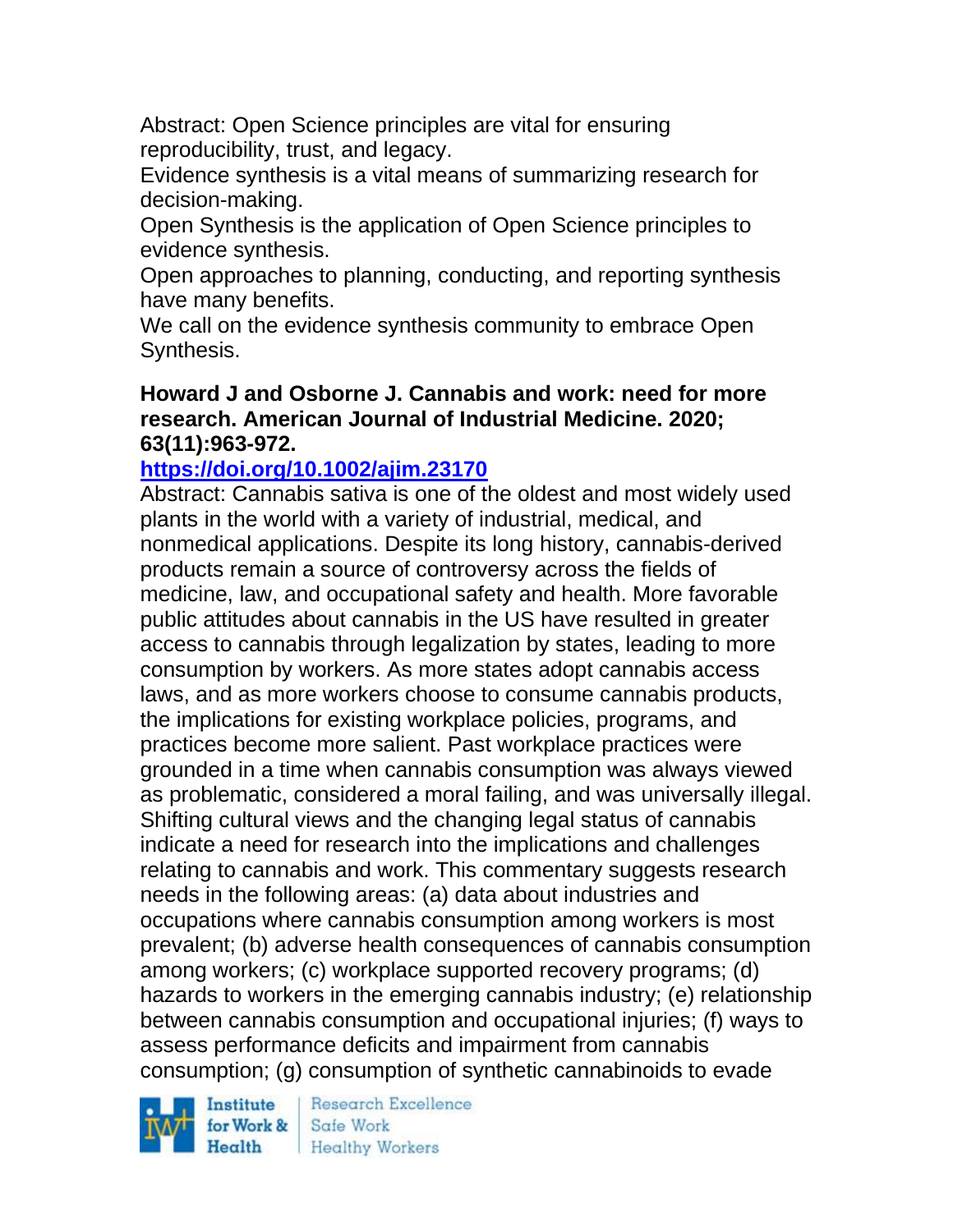Abstract: Open Science principles are vital for ensuring reproducibility, trust, and legacy.
Evidence synthesis is a vital means of summarizing research for decision-making.
Open Synthesis is the application of Open Science principles to evidence synthesis.
Open approaches to planning, conducting, and reporting synthesis have many benefits.
We call on the evidence synthesis community to embrace Open Synthesis.

**Howard J and Osborne J. Cannabis and work: need for more research. American Journal of Industrial Medicine. 2020; 63(11):963-972.**

**https://doi.org/10.1002/ajim.23170**

Abstract: Cannabis sativa is one of the oldest and most widely used plants in the world with a variety of industrial, medical, and nonmedical applications. Despite its long history, cannabis-derived products remain a source of controversy across the fields of medicine, law, and occupational safety and health. More favorable public attitudes about cannabis in the US have resulted in greater access to cannabis through legalization by states, leading to more consumption by workers. As more states adopt cannabis access laws, and as more workers choose to consume cannabis products, the implications for existing workplace policies, programs, and practices become more salient. Past workplace practices were grounded in a time when cannabis consumption was always viewed as problematic, considered a moral failing, and was universally illegal. Shifting cultural views and the changing legal status of cannabis indicate a need for research into the implications and challenges relating to cannabis and work. This commentary suggests research needs in the following areas: (a) data about industries and occupations where cannabis consumption among workers is most prevalent; (b) adverse health consequences of cannabis consumption among workers; (c) workplace supported recovery programs; (d) hazards to workers in the emerging cannabis industry; (e) relationship between cannabis consumption and occupational injuries; (f) ways to assess performance deficits and impairment from cannabis consumption; (g) consumption of synthetic cannabinoids to evade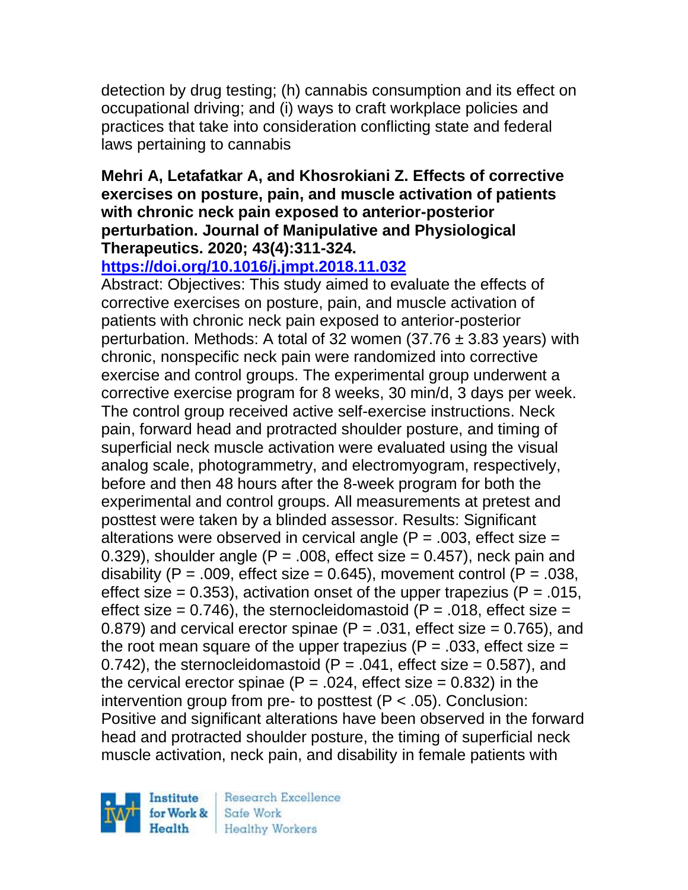detection by drug testing; (h) cannabis consumption and its effect on occupational driving; and (i) ways to craft workplace policies and practices that take into consideration conflicting state and federal laws pertaining to cannabis

**Mehri A, Letafatkar A, and Khosrokiani Z. Effects of corrective exercises on posture, pain, and muscle activation of patients with chronic neck pain exposed to anterior-posterior perturbation. Journal of Manipulative and Physiological Therapeutics. 2020; 43(4):311-324.**
**https://doi.org/10.1016/j.jmpt.2018.11.032**

Abstract: Objectives: This study aimed to evaluate the effects of corrective exercises on posture, pain, and muscle activation of patients with chronic neck pain exposed to anterior-posterior perturbation. Methods: A total of 32 women (37.76 ± 3.83 years) with chronic, nonspecific neck pain were randomized into corrective exercise and control groups. The experimental group underwent a corrective exercise program for 8 weeks, 30 min/d, 3 days per week. The control group received active self-exercise instructions. Neck pain, forward head and protracted shoulder posture, and timing of superficial neck muscle activation were evaluated using the visual analog scale, photogrammetry, and electromyogram, respectively, before and then 48 hours after the 8-week program for both the experimental and control groups. All measurements at pretest and posttest were taken by a blinded assessor. Results: Significant alterations were observed in cervical angle ($P = .003$, effect size = 0.329), shoulder angle ($P = .008$, effect size = 0.457), neck pain and disability ($P = .009$, effect size = 0.645), movement control ($P = .038$, effect size = 0.353), activation onset of the upper trapezius ($P = .015$, effect size = 0.746), the sternocleidomastoid ($P = .018$, effect size = 0.879) and cervical erector spinae ($P = .031$, effect size = 0.765), and the root mean square of the upper trapezius ($P = .033$, effect size = 0.742), the sternocleidomastoid ($P = .041$, effect size = 0.587), and the cervical erector spinae ($P = .024$, effect size = 0.832) in the intervention group from pre- to posttest ($P < .05$). Conclusion: Positive and significant alterations have been observed in the forward head and protracted shoulder posture, the timing of superficial neck muscle activation, neck pain, and disability in female patients with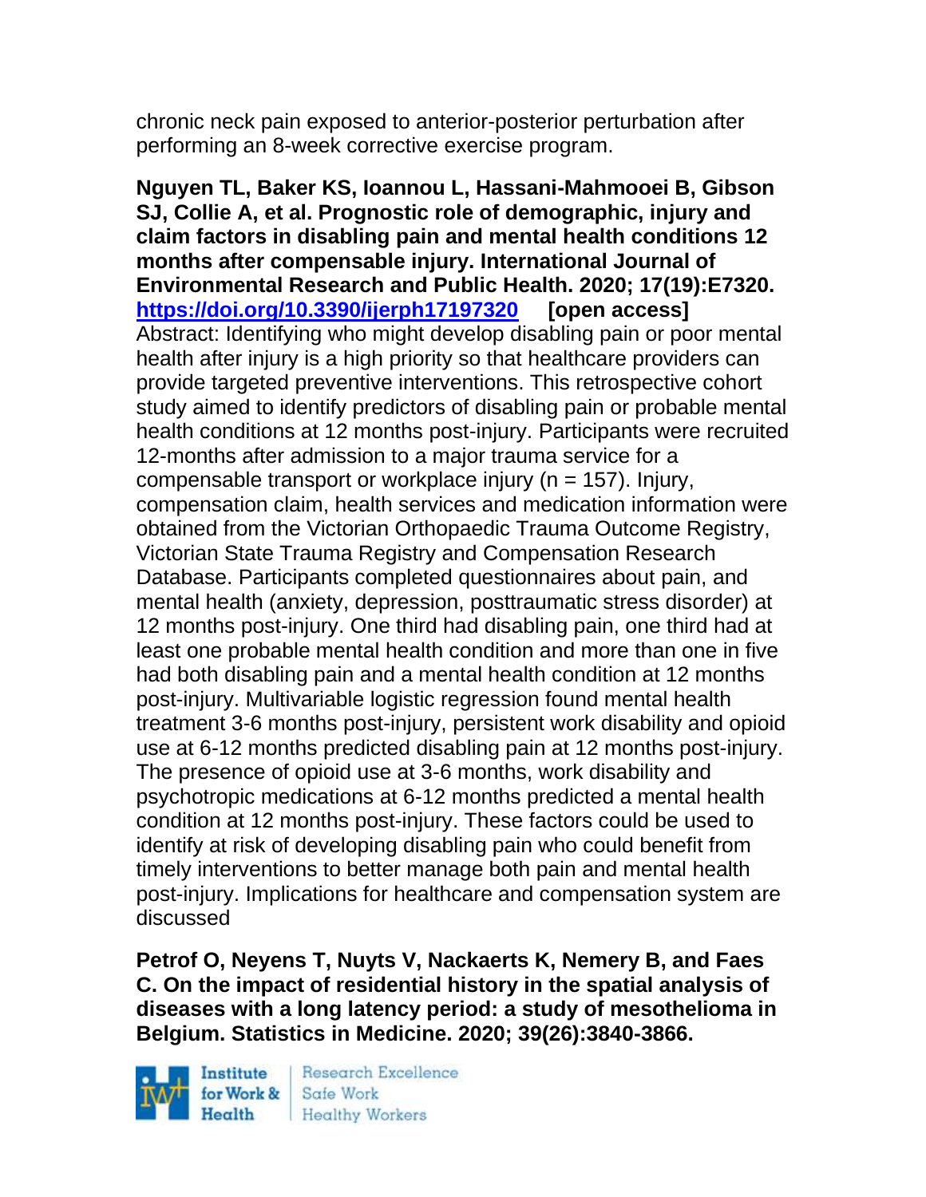chronic neck pain exposed to anterior-posterior perturbation after performing an 8-week corrective exercise program.

**Nguyen TL, Baker KS, Ioannou L, Hassani-Mahmooei B, Gibson SJ, Collie A, et al. Prognostic role of demographic, injury and claim factors in disabling pain and mental health conditions 12 months after compensable injury. International Journal of Environmental Research and Public Health. 2020; 17(19):E7320. https://doi.org/10.3390/ijerph17197320 [open access]**

Abstract: Identifying who might develop disabling pain or poor mental health after injury is a high priority so that healthcare providers can provide targeted preventive interventions. This retrospective cohort study aimed to identify predictors of disabling pain or probable mental health conditions at 12 months post-injury. Participants were recruited 12-months after admission to a major trauma service for a compensable transport or workplace injury (n = 157). Injury, compensation claim, health services and medication information were obtained from the Victorian Orthopaedic Trauma Outcome Registry, Victorian State Trauma Registry and Compensation Research Database. Participants completed questionnaires about pain, and mental health (anxiety, depression, posttraumatic stress disorder) at 12 months post-injury. One third had disabling pain, one third had at least one probable mental health condition and more than one in five had both disabling pain and a mental health condition at 12 months post-injury. Multivariable logistic regression found mental health treatment 3-6 months post-injury, persistent work disability and opioid use at 6-12 months predicted disabling pain at 12 months post-injury. The presence of opioid use at 3-6 months, work disability and psychotropic medications at 6-12 months predicted a mental health condition at 12 months post-injury. These factors could be used to identify at risk of developing disabling pain who could benefit from timely interventions to better manage both pain and mental health post-injury. Implications for healthcare and compensation system are discussed

**Petrof O, Neyens T, Nuyts V, Nackaerts K, Nemery B, and Faes C. On the impact of residential history in the spatial analysis of diseases with a long latency period: a study of mesothelioma in Belgium. Statistics in Medicine. 2020; 39(26):3840-3866.**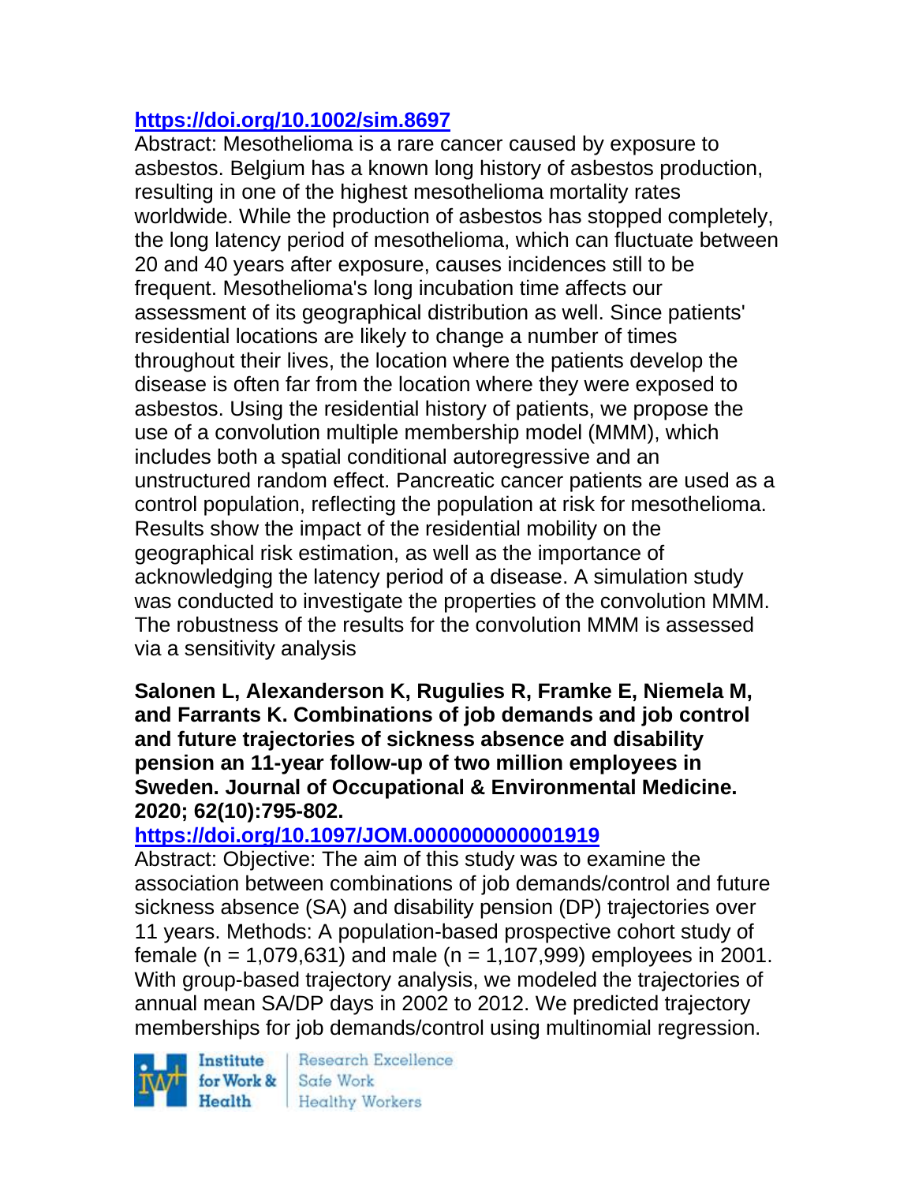https://doi.org/10.1002/sim.8697

Abstract: Mesothelioma is a rare cancer caused by exposure to asbestos. Belgium has a known long history of asbestos production, resulting in one of the highest mesothelioma mortality rates worldwide. While the production of asbestos has stopped completely, the long latency period of mesothelioma, which can fluctuate between 20 and 40 years after exposure, causes incidences still to be frequent. Mesothelioma's long incubation time affects our assessment of its geographical distribution as well. Since patients' residential locations are likely to change a number of times throughout their lives, the location where the patients develop the disease is often far from the location where they were exposed to asbestos. Using the residential history of patients, we propose the use of a convolution multiple membership model (MMM), which includes both a spatial conditional autoregressive and an unstructured random effect. Pancreatic cancer patients are used as a control population, reflecting the population at risk for mesothelioma. Results show the impact of the residential mobility on the geographical risk estimation, as well as the importance of acknowledging the latency period of a disease. A simulation study was conducted to investigate the properties of the convolution MMM. The robustness of the results for the convolution MMM is assessed via a sensitivity analysis

**Salonen L, Alexanderson K, Rugulies R, Framke E, Niemela M, and Farrants K. Combinations of job demands and job control and future trajectories of sickness absence and disability pension an 11-year follow-up of two million employees in Sweden. Journal of Occupational & Environmental Medicine. 2020; 62(10):795-802.**

https://doi.org/10.1097/JOM.0000000000001919

Abstract: Objective: The aim of this study was to examine the association between combinations of job demands/control and future sickness absence (SA) and disability pension (DP) trajectories over 11 years. Methods: A population-based prospective cohort study of female (n = 1,079,631) and male (n = 1,107,999) employees in 2001. With group-based trajectory analysis, we modeled the trajectories of annual mean SA/DP days in 2002 to 2012. We predicted trajectory memberships for job demands/control using multinomial regression.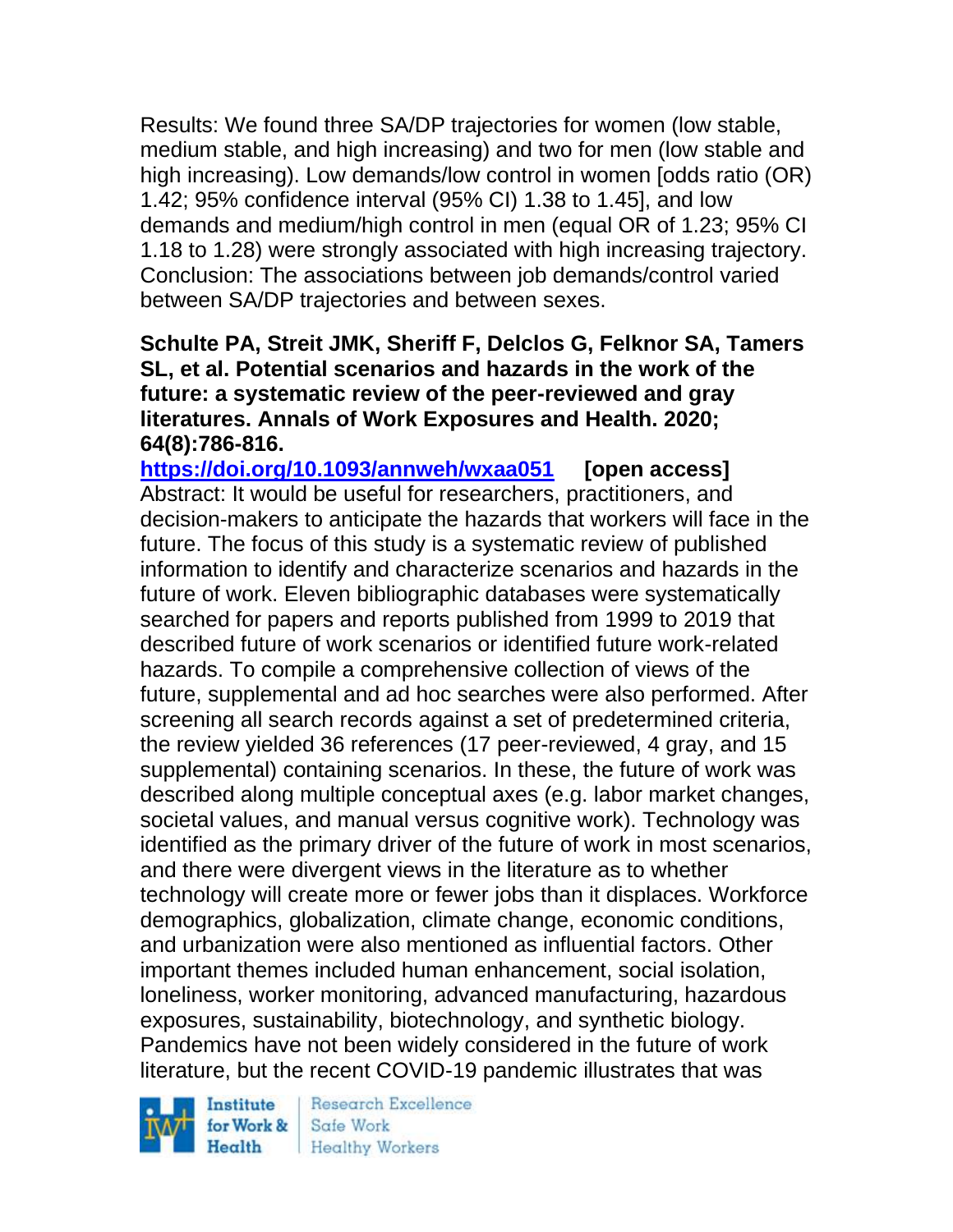Results: We found three SA/DP trajectories for women (low stable, medium stable, and high increasing) and two for men (low stable and high increasing). Low demands/low control in women [odds ratio (OR) 1.42; 95% confidence interval (95% CI) 1.38 to 1.45], and low demands and medium/high control in men (equal OR of 1.23; 95% CI 1.18 to 1.28) were strongly associated with high increasing trajectory. Conclusion: The associations between job demands/control varied between SA/DP trajectories and between sexes.

**Schulte PA, Streit JMK, Sheriff F, Delclos G, Felknor SA, Tamers SL, et al. Potential scenarios and hazards in the work of the future: a systematic review of the peer-reviewed and gray literatures. Annals of Work Exposures and Health. 2020; 64(8):786-816.**

**https://doi.org/10.1093/annweh/wxaa051 [open access]**

Abstract: It would be useful for researchers, practitioners, and decision-makers to anticipate the hazards that workers will face in the future. The focus of this study is a systematic review of published information to identify and characterize scenarios and hazards in the future of work. Eleven bibliographic databases were systematically searched for papers and reports published from 1999 to 2019 that described future of work scenarios or identified future work-related hazards. To compile a comprehensive collection of views of the future, supplemental and ad hoc searches were also performed. After screening all search records against a set of predetermined criteria, the review yielded 36 references (17 peer-reviewed, 4 gray, and 15 supplemental) containing scenarios. In these, the future of work was described along multiple conceptual axes (e.g. labor market changes, societal values, and manual versus cognitive work). Technology was identified as the primary driver of the future of work in most scenarios, and there were divergent views in the literature as to whether technology will create more or fewer jobs than it displaces. Workforce demographics, globalization, climate change, economic conditions, and urbanization were also mentioned as influential factors. Other important themes included human enhancement, social isolation, loneliness, worker monitoring, advanced manufacturing, hazardous exposures, sustainability, biotechnology, and synthetic biology. Pandemics have not been widely considered in the future of work literature, but the recent COVID-19 pandemic illustrates that was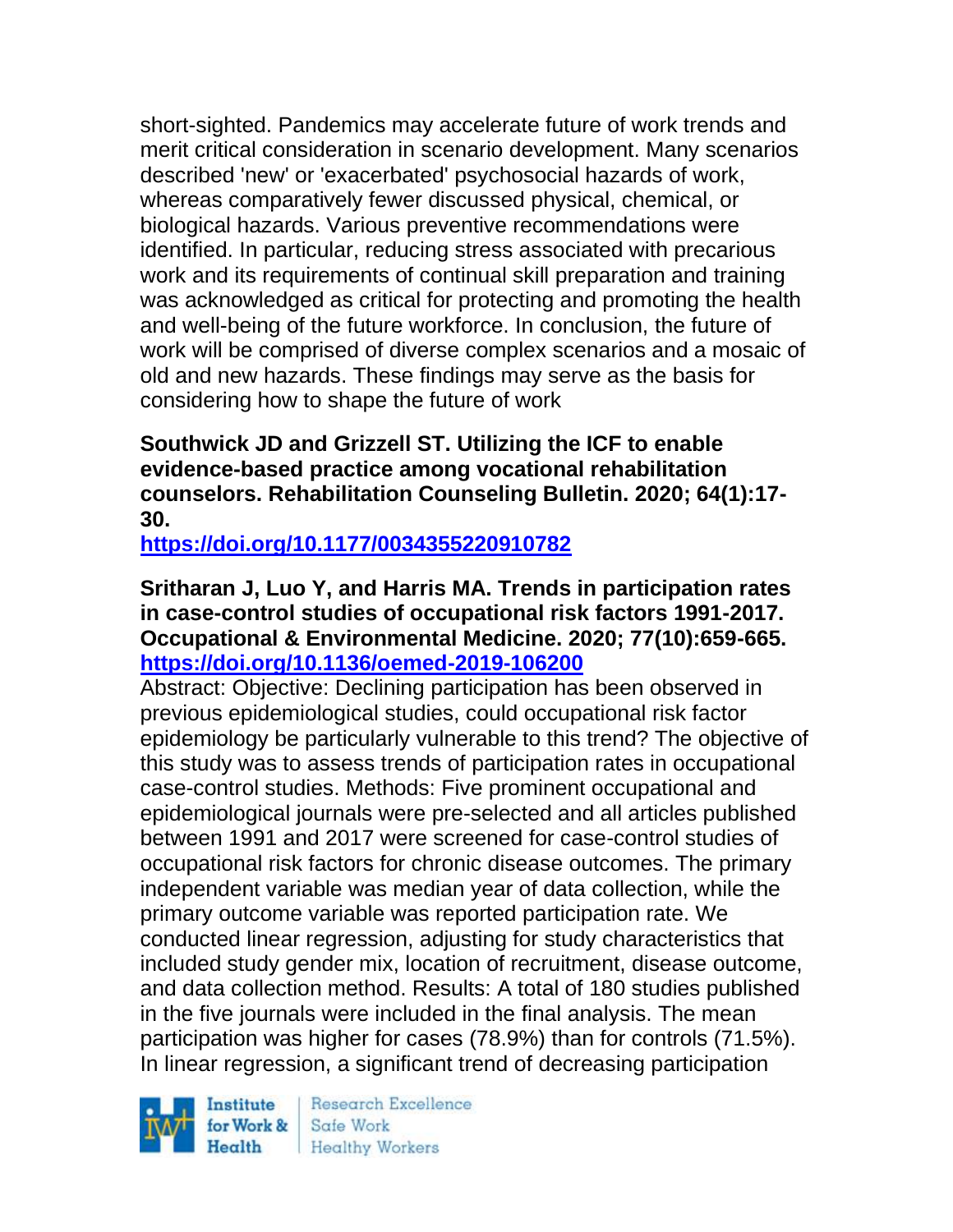short-sighted. Pandemics may accelerate future of work trends and merit critical consideration in scenario development. Many scenarios described 'new' or 'exacerbated' psychosocial hazards of work, whereas comparatively fewer discussed physical, chemical, or biological hazards. Various preventive recommendations were identified. In particular, reducing stress associated with precarious work and its requirements of continual skill preparation and training was acknowledged as critical for protecting and promoting the health and well-being of the future workforce. In conclusion, the future of work will be comprised of diverse complex scenarios and a mosaic of old and new hazards. These findings may serve as the basis for considering how to shape the future of work

**Southwick JD and Grizzell ST. Utilizing the ICF to enable evidence-based practice among vocational rehabilitation counselors. Rehabilitation Counseling Bulletin. 2020; 64(1):17-30.**
**https://doi.org/10.1177/0034355220910782**

**Sritharan J, Luo Y, and Harris MA. Trends in participation rates in case-control studies of occupational risk factors 1991-2017. Occupational & Environmental Medicine. 2020; 77(10):659-665.**
**https://doi.org/10.1136/oemed-2019-106200**

Abstract: Objective: Declining participation has been observed in previous epidemiological studies, could occupational risk factor epidemiology be particularly vulnerable to this trend? The objective of this study was to assess trends of participation rates in occupational case-control studies. Methods: Five prominent occupational and epidemiological journals were pre-selected and all articles published between 1991 and 2017 were screened for case-control studies of occupational risk factors for chronic disease outcomes. The primary independent variable was median year of data collection, while the primary outcome variable was reported participation rate. We conducted linear regression, adjusting for study characteristics that included study gender mix, location of recruitment, disease outcome, and data collection method. Results: A total of 180 studies published in the five journals were included in the final analysis. The mean participation was higher for cases (78.9%) than for controls (71.5%). In linear regression, a significant trend of decreasing participation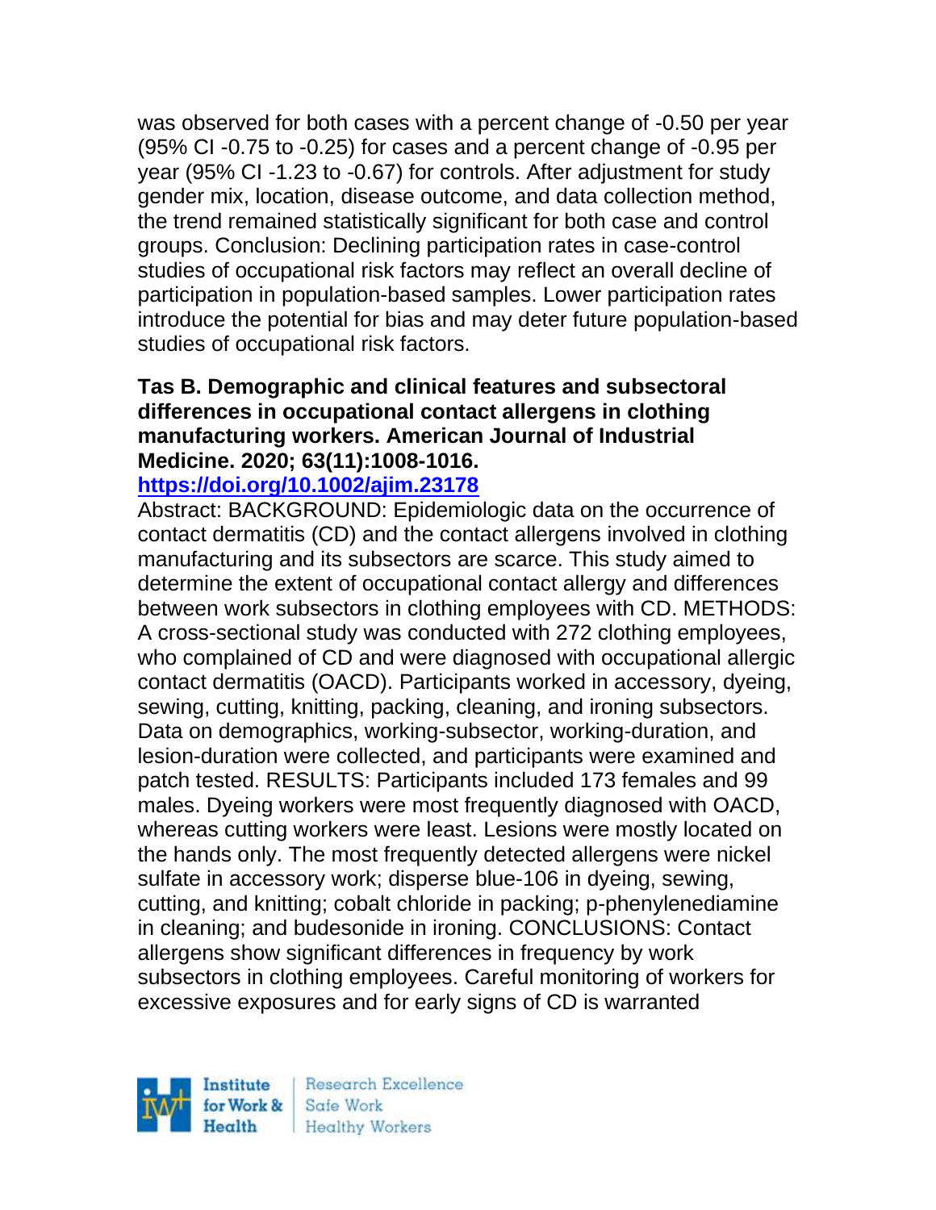was observed for both cases with a percent change of -0.50 per year (95% CI -0.75 to -0.25) for cases and a percent change of -0.95 per year (95% CI -1.23 to -0.67) for controls. After adjustment for study gender mix, location, disease outcome, and data collection method, the trend remained statistically significant for both case and control groups. Conclusion: Declining participation rates in case-control studies of occupational risk factors may reflect an overall decline of participation in population-based samples. Lower participation rates introduce the potential for bias and may deter future population-based studies of occupational risk factors.

**Tas B. Demographic and clinical features and subsectoral differences in occupational contact allergens in clothing manufacturing workers. American Journal of Industrial Medicine. 2020; 63(11):1008-1016.**
**https://doi.org/10.1002/ajim.23178**

Abstract: BACKGROUND: Epidemiologic data on the occurrence of contact dermatitis (CD) and the contact allergens involved in clothing manufacturing and its subsectors are scarce. This study aimed to determine the extent of occupational contact allergy and differences between work subsectors in clothing employees with CD. METHODS: A cross-sectional study was conducted with 272 clothing employees, who complained of CD and were diagnosed with occupational allergic contact dermatitis (OACD). Participants worked in accessory, dyeing, sewing, cutting, knitting, packing, cleaning, and ironing subsectors. Data on demographics, working-subsector, working-duration, and lesion-duration were collected, and participants were examined and patch tested. RESULTS: Participants included 173 females and 99 males. Dyeing workers were most frequently diagnosed with OACD, whereas cutting workers were least. Lesions were mostly located on the hands only. The most frequently detected allergens were nickel sulfate in accessory work; disperse blue-106 in dyeing, sewing, cutting, and knitting; cobalt chloride in packing; p-phenylenediamine in cleaning; and budesonide in ironing. CONCLUSIONS: Contact allergens show significant differences in frequency by work subsectors in clothing employees. Careful monitoring of workers for excessive exposures and for early signs of CD is warranted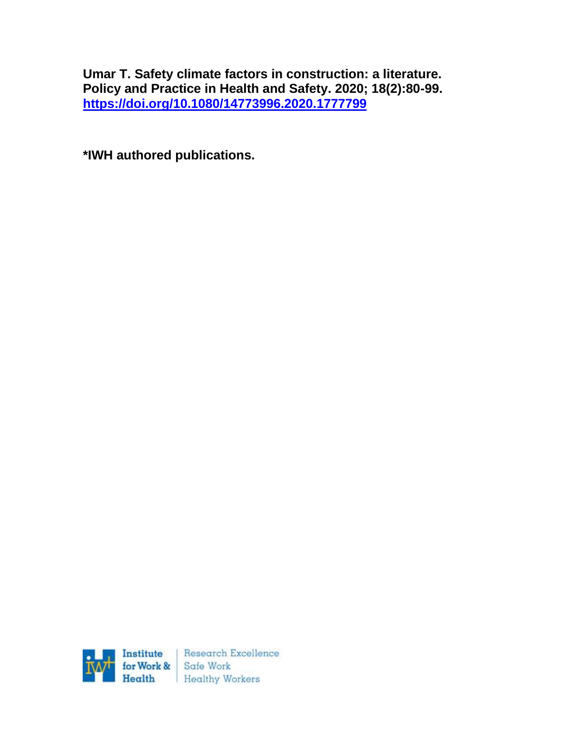**Umar T. Safety climate factors in construction: a literature. Policy and Practice in Health and Safety. 2020; 18(2):80-99. [https://doi.org/10.1080/14773996.2020.1777799](https://doi.org/10.1080/14773996.2020.1777799)**

***IWH authored publications.**

Institute for Work & Health | Research Excellence Safe Work Healthy Workers